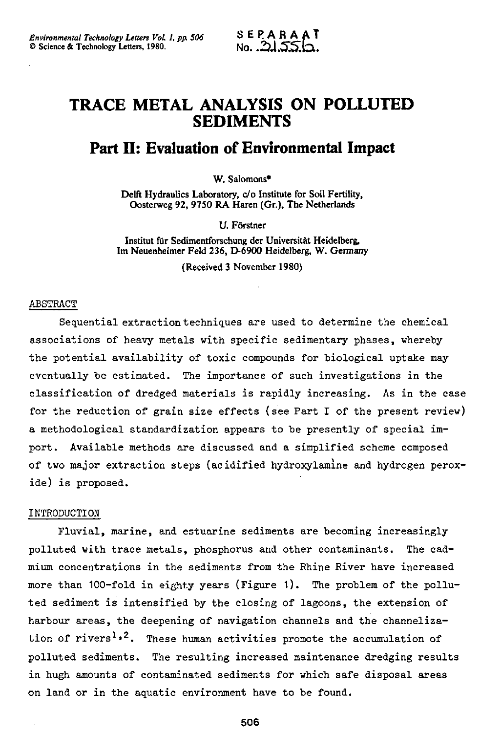SEPARAAT
No. 21556.

# TRACE METAL ANALYSIS ON POLLUTED SEDIMENTS

## Part II: Evaluation of Environmental Impact

W. Salomons*

Delft Hydraulics Laboratory, c/o Institute for Soil Fertility, Oosterweg 92, 9750 RA Haren (Gr.), The Netherlands

U. Förstner

Institut für Sedimentforschung der Universität Heidelberg, Im Neuenheimer Feld 236, D-6900 Heidelberg, W. Germany

(Received 3 November 1980)

### ABSTRACT

Sequential extraction techniques are used to determine the chemical associations of heavy metals with specific sedimentary phases, whereby the potential availability of toxic compounds for biological uptake may eventually be estimated. The importance of such investigations in the classification of dredged materials is rapidly increasing. As in the case for the reduction of grain size effects (see Part I of the present review) a methodological standardization appears to be presently of special import. Available methods are discussed and a simplified scheme composed of two major extraction steps (acidified hydroxylamine and hydrogen peroxide) is proposed.

### INTRODUCTION

Fluvial, marine, and estuarine sediments are becoming increasingly polluted with trace metals, phosphorus and other contaminants. The cadmium concentrations in the sediments from the Rhine River have increased more than 100-fold in eighty years (Figure 1). The problem of the polluted sediment is intensified by the closing of lagoons, the extension of harbour areas, the deepening of navigation channels and the channelization of rivers[1,2]. These human activities promote the accumulation of polluted sediments. The resulting increased maintenance dredging results in hugh amounts of contaminated sediments for which safe disposal areas on land or in the aquatic environment have to be found.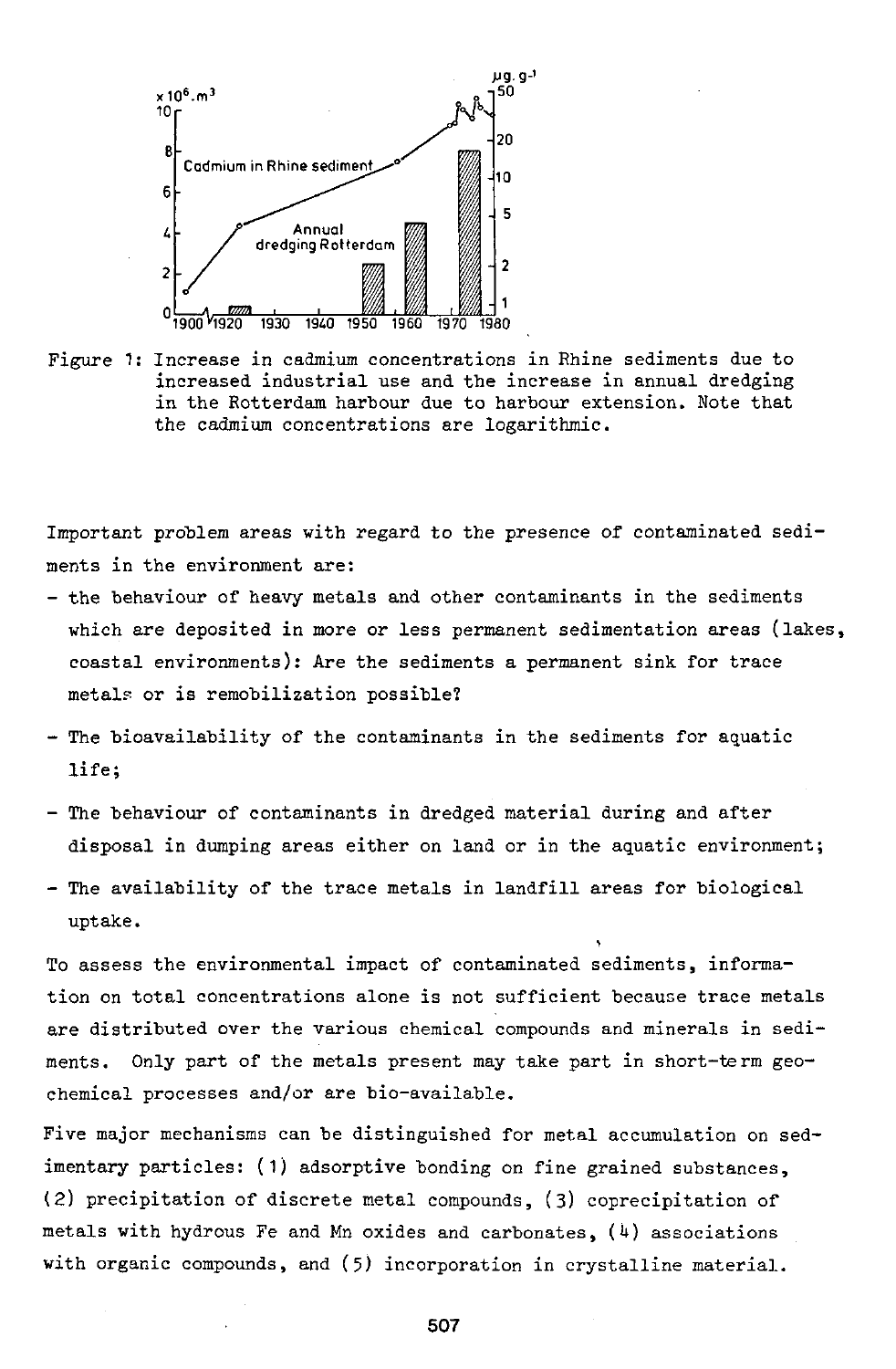Figure 1: Increase in cadmium concentrations in Rhine sediments due to increased industrial use and the increase in annual dredging in the Rotterdam harbour due to harbour extension. Note that the cadmium concentrations are logarithmic.

Important problem areas with regard to the presence of contaminated sediments in the environment are:

- the behaviour of heavy metals and other contaminants in the sediments which are deposited in more or less permanent sedimentation areas (lakes, coastal environments): Are the sediments a permanent sink for trace metals or is remobilization possible?
- The bioavailability of the contaminants in the sediments for aquatic life;
- The behaviour of contaminants in dredged material during and after disposal in dumping areas either on land or in the aquatic environment;
- The availability of the trace metals in landfill areas for biological uptake.

To assess the environmental impact of contaminated sediments, information on total concentrations alone is not sufficient because trace metals are distributed over the various chemical compounds and minerals in sediments. Only part of the metals present may take part in short-term geochemical processes and/or are bio-available.

Five major mechanisms can be distinguished for metal accumulation on sedimentary particles: (1) adsorptive bonding on fine grained substances, (2) precipitation of discrete metal compounds, (3) coprecipitation of metals with hydrous Fe and Mn oxides and carbonates, (4) associations with organic compounds, and (5) incorporation in crystalline material.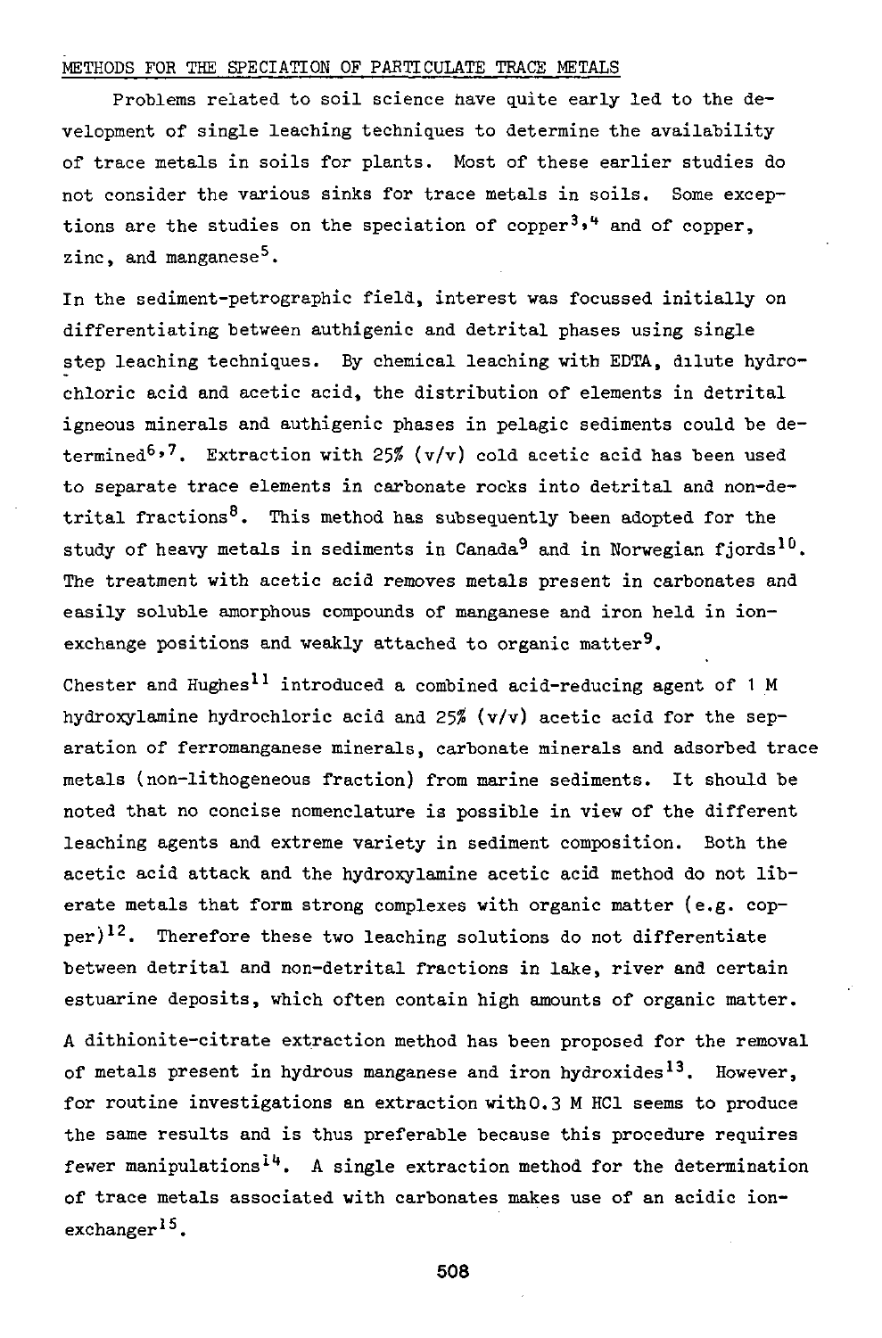## METHODS FOR THE SPECIATION OF PARTICULATE TRACE METALS

Problems related to soil science have quite early led to the development of single leaching techniques to determine the availability of trace metals in soils for plants. Most of these earlier studies do not consider the various sinks for trace metals in soils. Some exceptions are the studies on the speciation of copper[3,4] and of copper, zinc, and manganese[5].

In the sediment-petrographic field, interest was focussed initially on differentiating between authigenic and detrital phases using single step leaching techniques. By chemical leaching with EDTA, dilute hydrochloric acid and acetic acid, the distribution of elements in detrital igneous minerals and authigenic phases in pelagic sediments could be determined[6,7]. Extraction with 25% (v/v) cold acetic acid has been used to separate trace elements in carbonate rocks into detrital and non-detrital fractions[8]. This method has subsequently been adopted for the study of heavy metals in sediments in Canada[9] and in Norwegian fjords[10]. The treatment with acetic acid removes metals present in carbonates and easily soluble amorphous compounds of manganese and iron held in ion-exchange positions and weakly attached to organic matter[9].

Chester and Hughes[11] introduced a combined acid-reducing agent of 1 M hydroxylamine hydrochloric acid and 25% (v/v) acetic acid for the separation of ferromanganese minerals, carbonate minerals and adsorbed trace metals (non-lithogeneous fraction) from marine sediments. It should be noted that no concise nomenclature is possible in view of the different leaching agents and extreme variety in sediment composition. Both the acetic acid attack and the hydroxylamine acetic acid method do not liberate metals that form strong complexes with organic matter (e.g. copper)[12]. Therefore these two leaching solutions do not differentiate between detrital and non-detrital fractions in lake, river and certain estuarine deposits, which often contain high amounts of organic matter.

A dithionite-citrate extraction method has been proposed for the removal of metals present in hydrous manganese and iron hydroxides[13]. However, for routine investigations an extraction with 0.3 M HCl seems to produce the same results and is thus preferable because this procedure requires fewer manipulations[14]. A single extraction method for the determination of trace metals associated with carbonates makes use of an acidic ion-exchanger[15].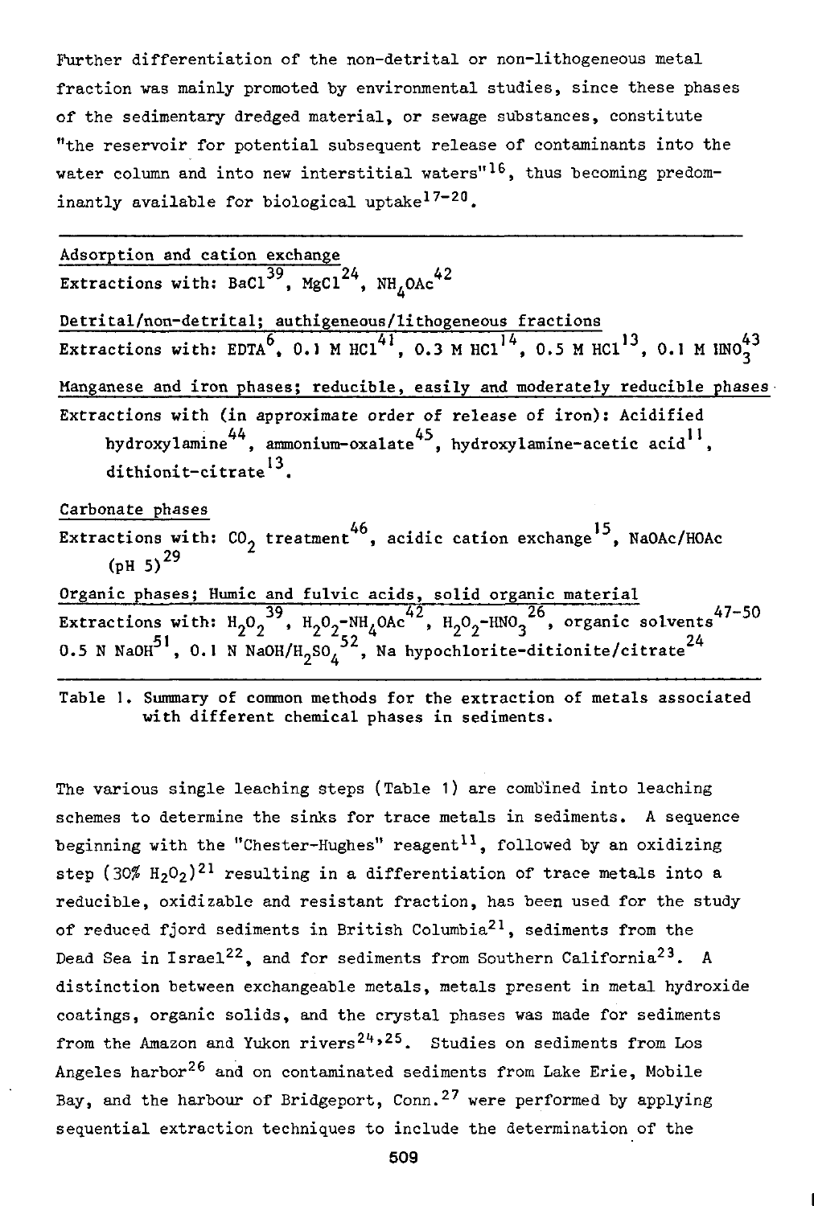Further differentiation of the non-detrital or non-lithogeneous metal fraction was mainly promoted by environmental studies, since these phases of the sedimentary dredged material, or sewage substances, constitute "the reservoir for potential subsequent release of contaminants into the water column and into new interstitial waters"[16], thus becoming predominantly available for biological uptake[17-20].

---

Adsorption and cation exchange
Extractions with: $BaCl$[39], $MgCl$[24], $NH_4OAc$[42]

Detrital/non-detrital; authigeneous/lithogeneous fractions
Extractions with: EDTA[6], 0.1 M HCl[41], 0.3 M HCl[14], 0.5 M HCl[13], 0.1 M $HNO_3$[43]

Manganese and iron phases; reducible, easily and moderately reducible phases
Extractions with (in approximate order of release of iron): Acidified hydroxylamine[44], ammonium-oxalate[45], hydroxylamine-acetic acid[11], dithionit-citrate[13].

Carbonate phases
Extractions with: $CO_2$ treatment[46], acidic cation exchange[15], NaOAc/HOAc (pH 5)[29]

Organic phases; Humic and fulvic acids, solid organic material
Extractions with: $H_2O_2$[39], $H_2O_2$-$NH_4OAc$[42], $H_2O_2$-$HNO_3$[26], organic solvents[47-50] 0.5 N NaOH[51], 0.1 N NaOH/$H_2SO_4$[52], Na hypochlorite-ditionite/citrate[24]

---

Table 1. Summary of common methods for the extraction of metals associated with different chemical phases in sediments.

The various single leaching steps (Table 1) are combined into leaching schemes to determine the sinks for trace metals in sediments. A sequence beginning with the "Chester-Hughes" reagent[11], followed by an oxidizing step (30% $H_2O_2$)[21] resulting in a differentiation of trace metals into a reducible, oxidizable and resistant fraction, has been used for the study of reduced fjord sediments in British Columbia[21], sediments from the Dead Sea in Israel[22], and for sediments from Southern California[23]. A distinction between exchangeable metals, metals present in metal hydroxide coatings, organic solids, and the crystal phases was made for sediments from the Amazon and Yukon rivers[24,25]. Studies on sediments from Los Angeles harbor[26] and on contaminated sediments from Lake Erie, Mobile Bay, and the harbour of Bridgeport, Conn.[27] were performed by applying sequential extraction techniques to include the determination of the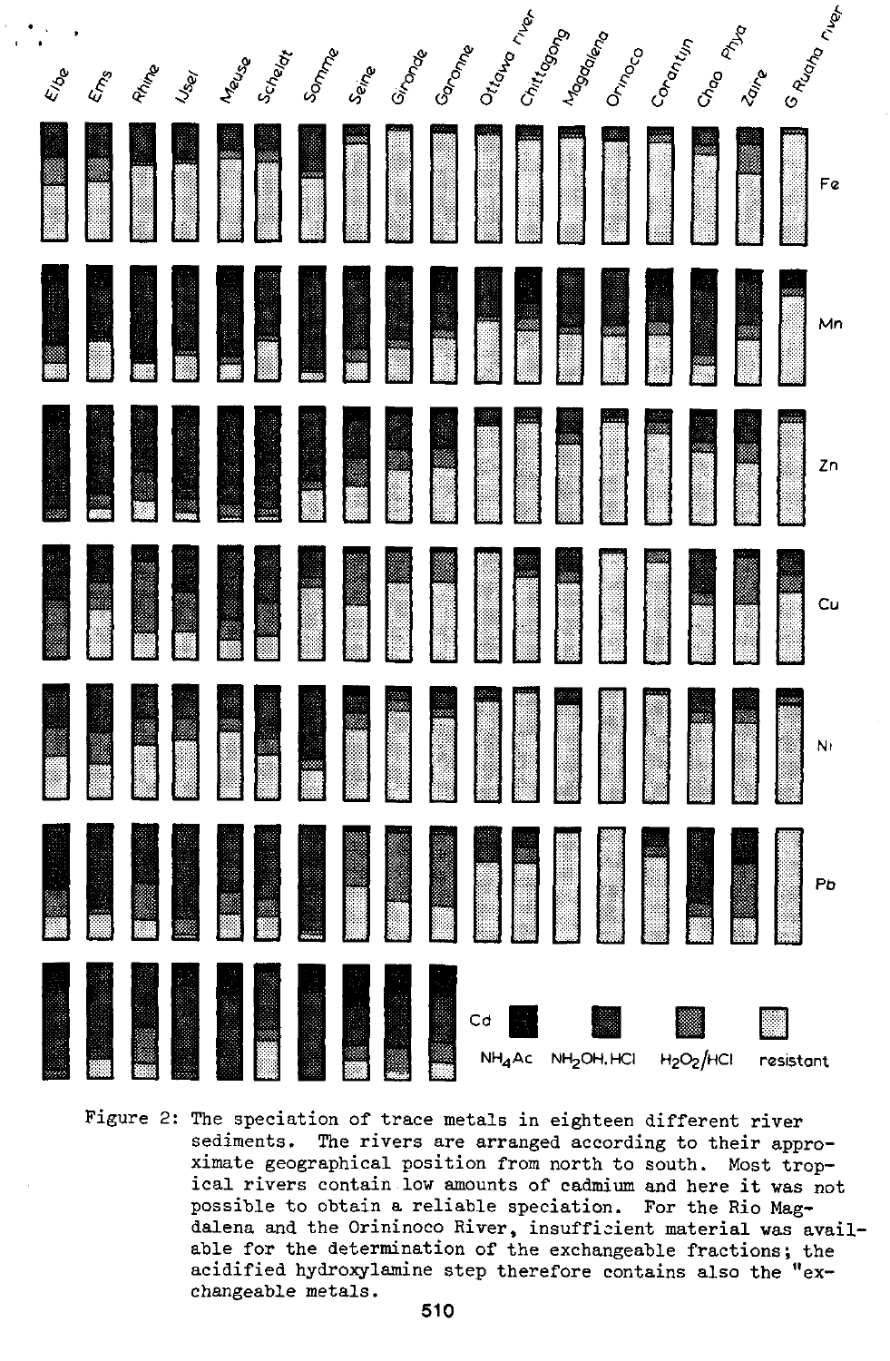Figure 2: The speciation of trace metals in eighteen different river sediments. The rivers are arranged according to their approximate geographical position from north to south. Most tropical rivers contain low amounts of cadmium and here it was not possible to obtain a reliable speciation. For the Rio Magdalena and the Orininoco River, insufficient material was available for the determination of the exchangeable fractions; the acidified hydroxylamine step therefore contains also the "exchangeable metals.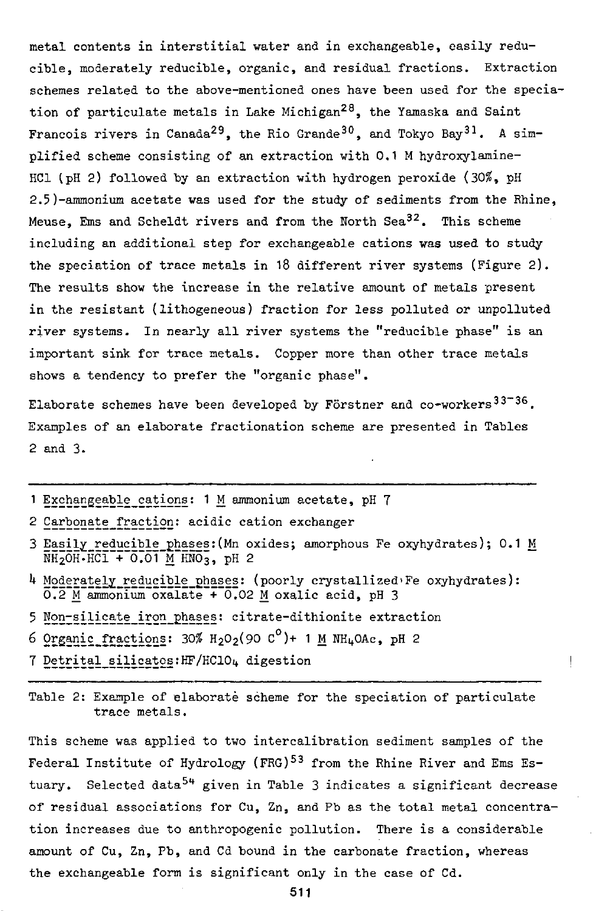metal contents in interstitial water and in exchangeable, easily reducible, moderately reducible, organic, and residual fractions. Extraction schemes related to the above-mentioned ones have been used for the speciation of particulate metals in Lake Michigan[28], the Yamaska and Saint Francois rivers in Canada[29], the Rio Grande[30], and Tokyo Bay[31]. A simplified scheme consisting of an extraction with 0.1 M hydroxylamine-HCl (pH 2) followed by an extraction with hydrogen peroxide (30%, pH 2.5)-ammonium acetate was used for the study of sediments from the Rhine, Meuse, Ems and Scheldt rivers and from the North Sea[32]. This scheme including an additional step for exchangeable cations was used to study the speciation of trace metals in 18 different river systems (Figure 2). The results show the increase in the relative amount of metals present in the resistant (lithogeneous) fraction for less polluted or unpolluted river systems. In nearly all river systems the "reducible phase" is an important sink for trace metals. Copper more than other trace metals shows a tendency to prefer the "organic phase".

Elaborate schemes have been developed by Förstner and co-workers[33-36]. Examples of an elaborate fractionation scheme are presented in Tables 2 and 3.

1. Exchangeable cations: 1 M ammonium acetate, pH 7
2. Carbonate fraction: acidic cation exchanger
3. Easily reducible phases: (Mn oxides; amorphous Fe oxyhydrates); 0.1 M $NH_2OH \cdot HCl$ + 0.01 M $HNO_3$, pH 2
4. Moderately reducible phases: (poorly crystallized Fe oxyhydrates): 0.2 M ammonium oxalate + 0.02 M oxalic acid, pH 3
5. Non-silicate iron phases: citrate-dithionite extraction
6. Organic fractions: 30% $H_2O_2$ (90 $C^o$) + 1 M $NH_4OAc$, pH 2
7. Detrital silicates: $HF/HClO_4$ digestion

Table 2: Example of elaborate scheme for the speciation of particulate trace metals.

This scheme was applied to two intercalibration sediment samples of the Federal Institute of Hydrology (FRG)[53] from the Rhine River and Ems Estuary. Selected data[54] given in Table 3 indicates a significant decrease of residual associations for Cu, Zn, and Pb as the total metal concentration increases due to anthropogenic pollution. There is a considerable amount of Cu, Zn, Pb, and Cd bound in the carbonate fraction, whereas the exchangeable form is significant only in the case of Cd.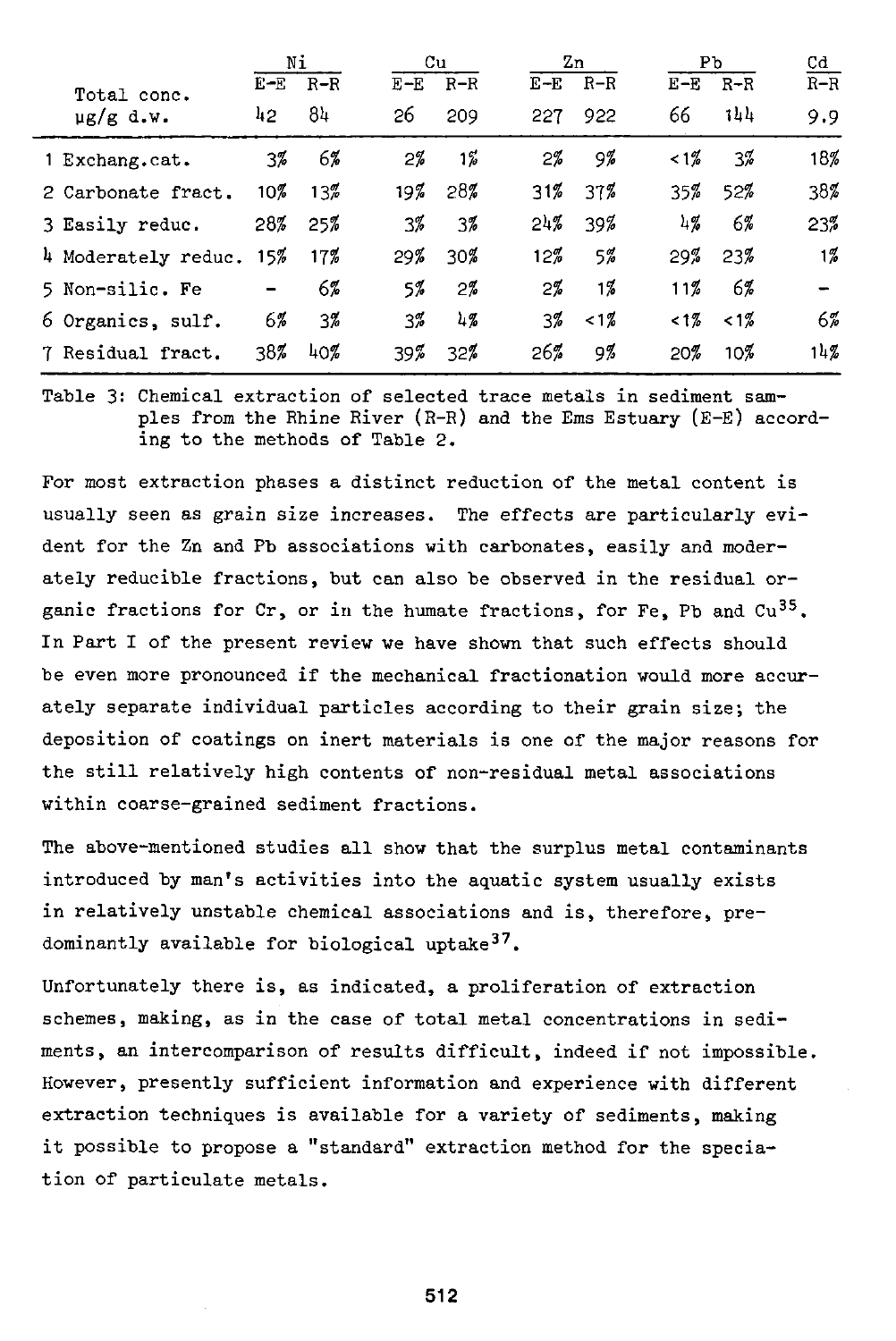| | Ni | | Cu | | Zn | | Pb | | Cd |
|---|---|---|---|---|---|---|---|---|---|
| Total conc. | E-E | R-R | E-E | R-R | E-E | R-R | E-E | R-R | R-R |
| µg/g d.w. | 42 | 84 | 26 | 209 | 227 | 922 | 66 | 144 | 9.9 |
| 1 Exchang.cat. | 3% | 6% | 2% | 1% | 2% | 9% | <1% | 3% | 18% |
| 2 Carbonate fract. | 10% | 13% | 19% | 28% | 31% | 37% | 35% | 52% | 38% |
| 3 Easily reduc. | 28% | 25% | 3% | 3% | 24% | 39% | 4% | 6% | 23% |
| 4 Moderately reduc. | 15% | 17% | 29% | 30% | 12% | 5% | 29% | 23% | 1% |
| 5 Non-silic. Fe | - | 6% | 5% | 2% | 2% | 1% | 11% | 6% | - |
| 6 Organics, sulf. | 6% | 3% | 3% | 4% | 3% | <1% | <1% | <1% | 6% |
| 7 Residual fract. | 38% | 40% | 39% | 32% | 26% | 9% | 20% | 10% | 14% |

Table 3: Chemical extraction of selected trace metals in sediment samples from the Rhine River (R-R) and the Ems Estuary (E-E) according to the methods of Table 2.

For most extraction phases a distinct reduction of the metal content is usually seen as grain size increases. The effects are particularly evident for the Zn and Pb associations with carbonates, easily and moderately reducible fractions, but can also be observed in the residual organic fractions for Cr, or in the humate fractions, for Fe, Pb and Cu[35]. In Part I of the present review we have shown that such effects should be even more pronounced if the mechanical fractionation would more accurately separate individual particles according to their grain size; the deposition of coatings on inert materials is one of the major reasons for the still relatively high contents of non-residual metal associations within coarse-grained sediment fractions.

The above-mentioned studies all show that the surplus metal contaminants introduced by man's activities into the aquatic system usually exists in relatively unstable chemical associations and is, therefore, predominantly available for biological uptake[37].

Unfortunately there is, as indicated, a proliferation of extraction schemes, making, as in the case of total metal concentrations in sediments, an intercomparison of results difficult, indeed if not impossible. However, presently sufficient information and experience with different extraction techniques is available for a variety of sediments, making it possible to propose a "standard" extraction method for the speciation of particulate metals.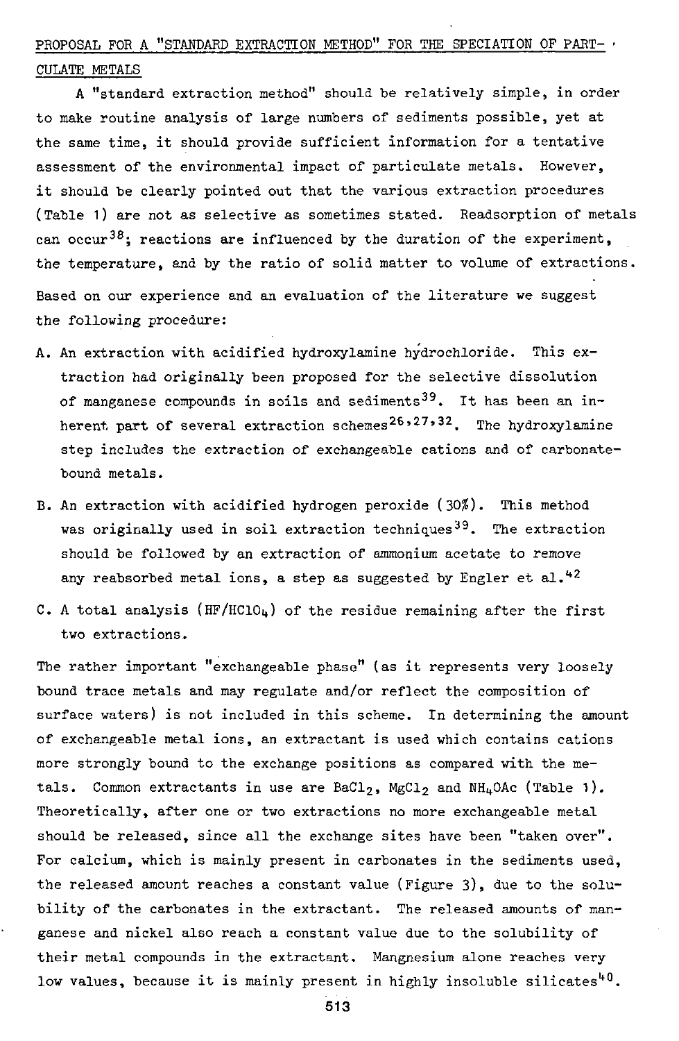## PROPOSAL FOR A "STANDARD EXTRACTION METHOD" FOR THE SPECIATION OF PART- CULATE METALS

A "standard extraction method" should be relatively simple, in order to make routine analysis of large numbers of sediments possible, yet at the same time, it should provide sufficient information for a tentative assessment of the environmental impact of particulate metals. However, it should be clearly pointed out that the various extraction procedures (Table 1) are not as selective as sometimes stated. Readsorption of metals can occur[38]; reactions are influenced by the duration of the experiment, the temperature, and by the ratio of solid matter to volume of extractions.

Based on our experience and an evaluation of the literature we suggest the following procedure:

A. An extraction with acidified hydroxylamine hydrochloride. This extraction had originally been proposed for the selective dissolution of manganese compounds in soils and sediments[39]. It has been an inherent part of several extraction schemes[26,27,32]. The hydroxylamine step includes the extraction of exchangeable cations and of carbonate-bound metals.

B. An extraction with acidified hydrogen peroxide (30%). This method was originally used in soil extraction techniques[39]. The extraction should be followed by an extraction of ammonium acetate to remove any reabsorbed metal ions, a step as suggested by Engler et al.[42]

C. A total analysis ($HF/HClO_4$) of the residue remaining after the first two extractions.

The rather important "exchangeable phase" (as it represents very loosely bound trace metals and may regulate and/or reflect the composition of surface waters) is not included in this scheme. In determining the amount of exchangeable metal ions, an extractant is used which contains cations more strongly bound to the exchange positions as compared with the metals. Common extractants in use are $BaCl_2$, $MgCl_2$ and $NH_4OAc$ (Table 1). Theoretically, after one or two extractions no more exchangeable metal should be released, since all the exchange sites have been "taken over". For calcium, which is mainly present in carbonates in the sediments used, the released amount reaches a constant value (Figure 3), due to the solubility of the carbonates in the extractant. The released amounts of manganese and nickel also reach a constant value due to the solubility of their metal compounds in the extractant. Mangnesium alone reaches very low values, because it is mainly present in highly insoluble silicates[40].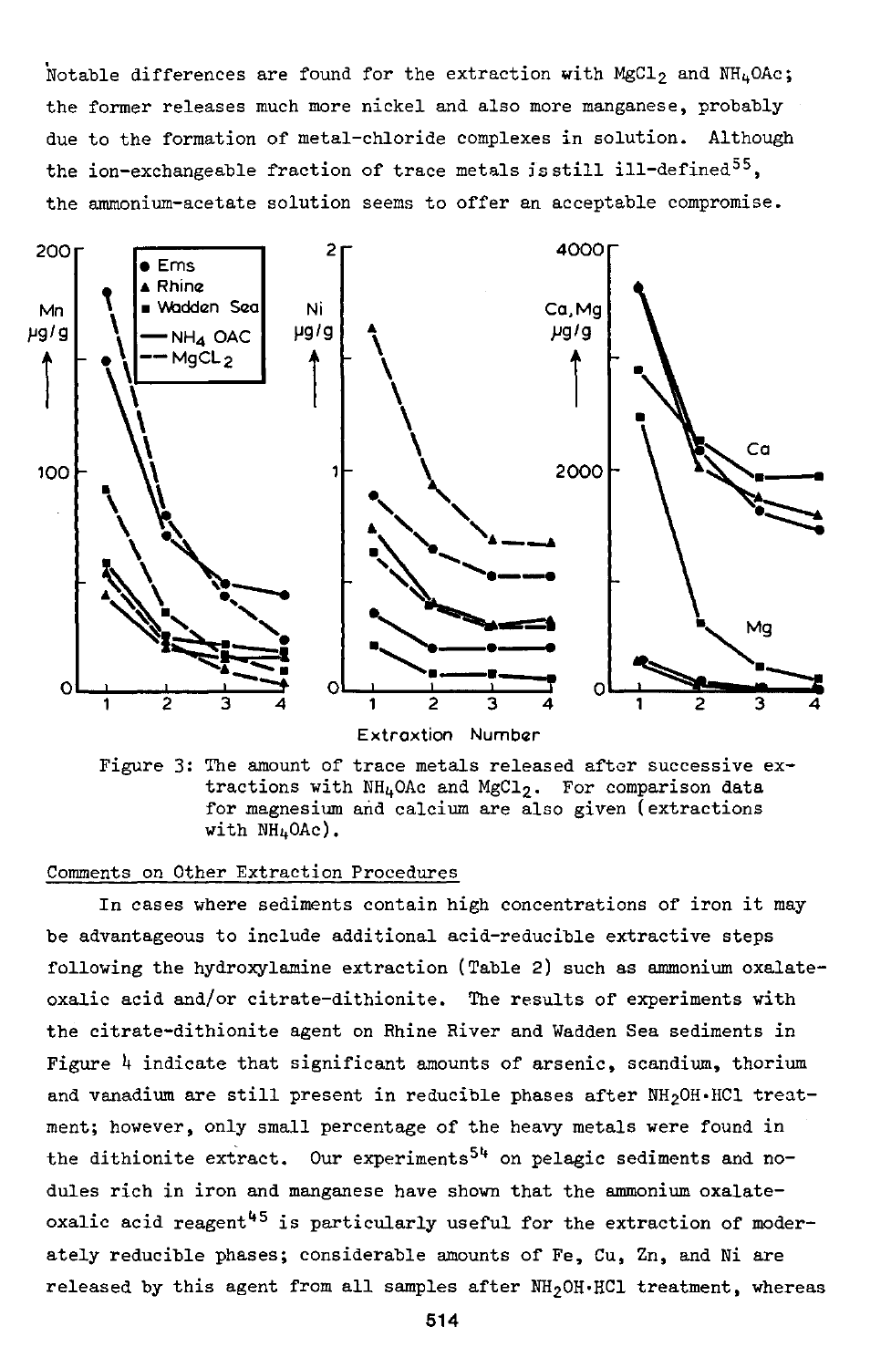Notable differences are found for the extraction with $MgCl_2$ and $NH_4OAc$; the former releases much more nickel and also more manganese, probably due to the formation of metal-chloride complexes in solution. Although the ion-exchangeable fraction of trace metals is still ill-defined[55], the ammonium-acetate solution seems to offer an acceptable compromise.

Figure 3: The amount of trace metals released after successive extractions with $NH_4OAc$ and $MgCl_2$. For comparison data for magnesium and calcium are also given (extractions with $NH_4OAc$).

## Comments on Other Extraction Procedures

In cases where sediments contain high concentrations of iron it may be advantageous to include additional acid-reducible extractive steps following the hydroxylamine extraction (Table 2) such as ammonium oxalate-oxalic acid and/or citrate-dithionite. The results of experiments with the citrate-dithionite agent on Rhine River and Wadden Sea sediments in Figure 4 indicate that significant amounts of arsenic, scandium, thorium and vanadium are still present in reducible phases after $NH_2OH{\cdot}HCl$ treatment; however, only small percentage of the heavy metals were found in the dithionite extract. Our experiments[54] on pelagic sediments and nodules rich in iron and manganese have shown that the ammonium oxalate-oxalic acid reagent[45] is particularly useful for the extraction of moderately reducible phases; considerable amounts of Fe, Cu, Zn, and Ni are released by this agent from all samples after $NH_2OH{\cdot}HCl$ treatment, whereas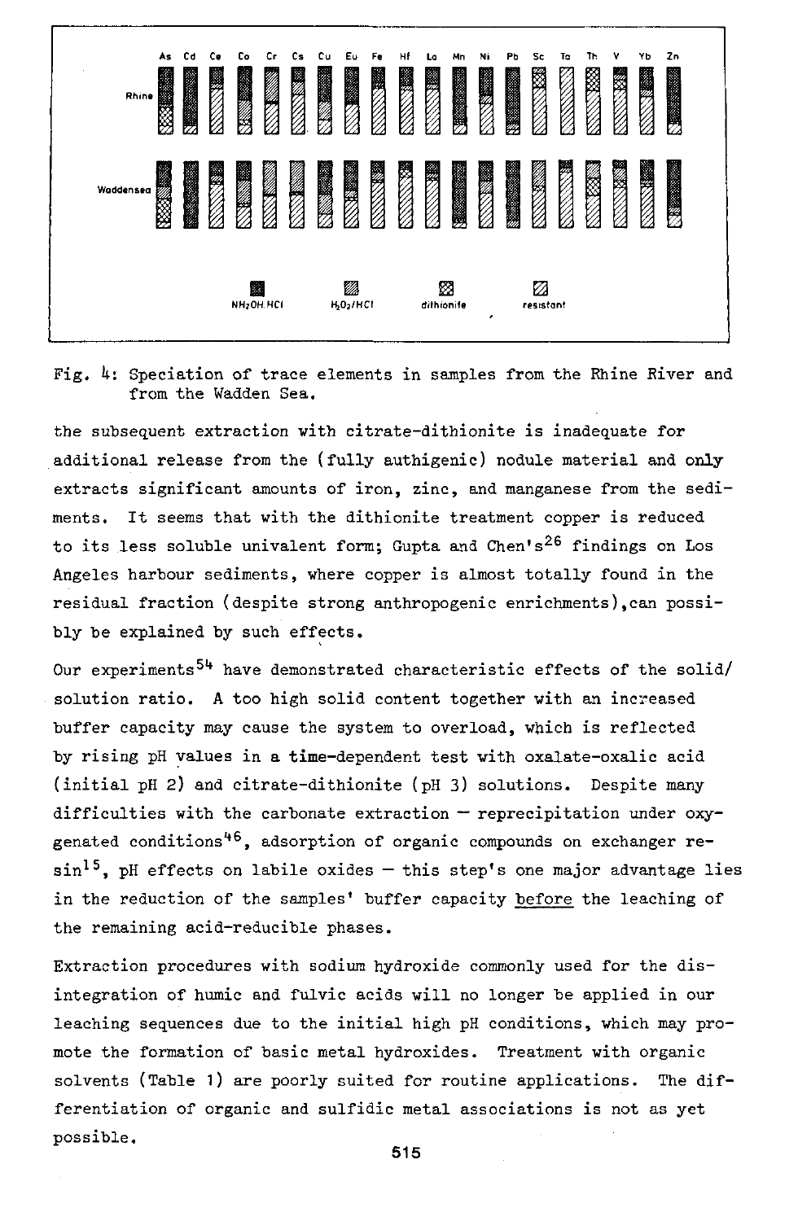Fig. 4: Speciation of trace elements in samples from the Rhine River and from the Wadden Sea.

the subsequent extraction with citrate-dithionite is inadequate for additional release from the (fully authigenic) nodule material and only extracts significant amounts of iron, zinc, and manganese from the sediments. It seems that with the dithionite treatment copper is reduced to its less soluble univalent form; Gupta and Chen's[26] findings on Los Angeles harbour sediments, where copper is almost totally found in the residual fraction (despite strong anthropogenic enrichments), can possibly be explained by such effects.

Our experiments[54] have demonstrated characteristic effects of the solid/solution ratio. A too high solid content together with an increased buffer capacity may cause the system to overload, which is reflected by rising pH values in a time-dependent test with oxalate-oxalic acid (initial pH 2) and citrate-dithionite (pH 3) solutions. Despite many difficulties with the carbonate extraction — reprecipitation under oxygenated conditions[46], adsorption of organic compounds on exchanger resin[15], pH effects on labile oxides — this step's one major advantage lies in the reduction of the samples' buffer capacity <u>before</u> the leaching of the remaining acid-reducible phases.

Extraction procedures with sodium hydroxide commonly used for the disintegration of humic and fulvic acids will no longer be applied in our leaching sequences due to the initial high pH conditions, which may promote the formation of basic metal hydroxides. Treatment with organic solvents (Table 1) are poorly suited for routine applications. The differentiation of organic and sulfidic metal associations is not as yet possible.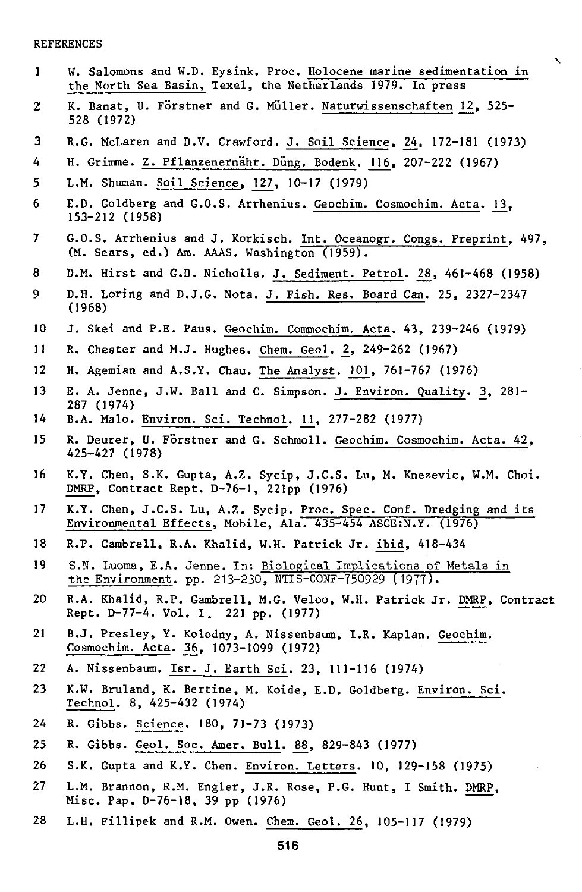REFERENCES

1 W. Salomons and W.D. Eysink. Proc. Holocene marine sedimentation in the North Sea Basin, Texel, the Netherlands 1979. In press

2 K. Banat, U. Förstner and G. Müller. Naturwissenschaften 12, 525-528 (1972)

3 R.G. McLaren and D.V. Crawford. J. Soil Science, 24, 172-181 (1973)

4 H. Grimme. Z. Pflanzenernähr. Düng. Bodenk. 116, 207-222 (1967)

5 L.M. Shuman. Soil Science, 127, 10-17 (1979)

6 E.D. Goldberg and G.O.S. Arrhenius. Geochim. Cosmochim. Acta. 13, 153-212 (1958)

7 G.O.S. Arrhenius and J. Korkisch. Int. Oceanogr. Congs. Preprint, 497, (M. Sears, ed.) Am. AAAS. Washington (1959).

8 D.M. Hirst and G.D. Nicholls. J. Sediment. Petrol. 28, 461-468 (1958)

9 D.H. Loring and D.J.G. Nota. J. Fish. Res. Board Can. 25, 2327-2347 (1968)

10 J. Skei and P.E. Paus. Geochim. Commochim. Acta. 43, 239-246 (1979)

11 R. Chester and M.J. Hughes. Chem. Geol. 2, 249-262 (1967)

12 H. Agemian and A.S.Y. Chau. The Analyst. 101, 761-767 (1976)

13 E. A. Jenne, J.W. Ball and C. Simpson. J. Environ. Quality. 3, 281-287 (1974)

14 B.A. Malo. Environ. Sci. Technol. 11, 277-282 (1977)

15 R. Deurer, U. Förstner and G. Schmoll. Geochim. Cosmochim. Acta. 42, 425-427 (1978)

16 K.Y. Chen, S.K. Gupta, A.Z. Sycip, J.C.S. Lu, M. Knezevic, W.M. Choi. DMRP, Contract Rept. D-76-1, 221pp (1976)

17 K.Y. Chen, J.C.S. Lu, A.Z. Sycip. Proc. Spec. Conf. Dredging and its Environmental Effects, Mobile, Ala. 435-454 ASCE:N.Y. (1976)

18 R.P. Gambrell, R.A. Khalid, W.H. Patrick Jr. ibid, 418-434

19 S.N. Luoma, E.A. Jenne. In: Biological Implications of Metals in the Environment. pp. 213-230, NTIS-CONF-750929 (1977).

20 R.A. Khalid, R.P. Gambrell, M.G. Veloo, W.H. Patrick Jr. DMRP, Contract Rept. D-77-4. Vol. I. 221 pp. (1977)

21 B.J. Presley, Y. Kolodny, A. Nissenbaum, I.R. Kaplan. Geochim. Cosmochim. Acta. 36, 1073-1099 (1972)

22 A. Nissenbaum. Isr. J. Earth Sci. 23, 111-116 (1974)

23 K.W. Bruland, K. Bertine, M. Koide, E.D. Goldberg. Environ. Sci. Technol. 8, 425-432 (1974)

24 R. Gibbs. Science. 180, 71-73 (1973)

25 R. Gibbs. Geol. Soc. Amer. Bull. 88, 829-843 (1977)

26 S.K. Gupta and K.Y. Chen. Environ. Letters. 10, 129-158 (1975)

27 L.M. Brannon, R.M. Engler, J.R. Rose, P.G. Hunt, I Smith. DMRP, Misc. Pap. D-76-18, 39 pp (1976)

28 L.H. Fillipek and R.M. Owen. Chem. Geol. 26, 105-117 (1979)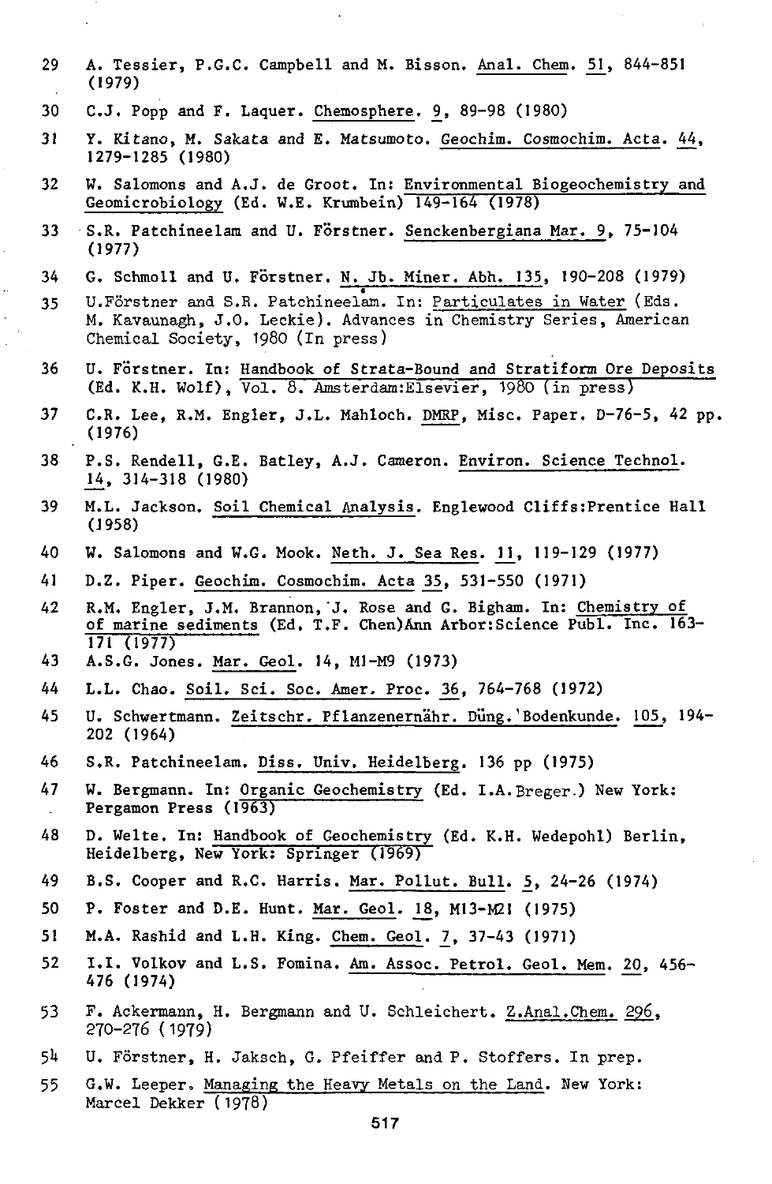29 A. Tessier, P.G.C. Campbell and M. Bisson. Anal. Chem. 51, 844-851 (1979)

30 C.J. Popp and F. Laquer. Chemosphere. 9, 89-98 (1980)

31 Y. Kitano, M. Sakata and E. Matsumoto. Geochim. Cosmochim. Acta. 44, 1279-1285 (1980)

32 W. Salomons and A.J. de Groot. In: Environmental Biogeochemistry and Geomicrobiology (Ed. W.E. Krumbein) 149-164 (1978)

33 S.R. Patchineelam and U. Förstner. Senckenbergiana Mar. 9, 75-104 (1977)

34 G. Schmoll and U. Förstner. N. Jb. Miner. Abh. 135, 190-208 (1979)

35 U.Förstner and S.R. Patchineelam. In: Particulates in Water (Eds. M. Kavaunagh, J.O. Leckie). Advances in Chemistry Series, American Chemical Society, 1980 (In press)

36 U. Förstner. In: Handbook of Strata-Bound and Stratiform Ore Deposits (Ed. K.H. Wolf), Vol. 8. Amsterdam:Elsevier, 1980 (in press)

37 C.R. Lee, R.M. Engler, J.L. Mahloch. DMRP, Misc. Paper. D-76-5, 42 pp. (1976)

38 P.S. Rendell, G.E. Batley, A.J. Cameron. Environ. Science Technol. 14, 314-318 (1980)

39 M.L. Jackson. Soil Chemical Analysis. Englewood Cliffs:Prentice Hall (1958)

40 W. Salomons and W.G. Mook. Neth. J. Sea Res. 11, 119-129 (1977)

41 D.Z. Piper. Geochim. Cosmochim. Acta 35, 531-550 (1971)

42 R.M. Engler, J.M. Brannon, J. Rose and G. Bigham. In: Chemistry of of marine sediments (Ed. T.F. Chen)Ann Arbor:Science Publ. Inc. 163-171 (1977)

43 A.S.G. Jones. Mar. Geol. 14, M1-M9 (1973)

44 L.L. Chao. Soil. Sci. Soc. Amer. Proc. 36, 764-768 (1972)

45 U. Schwertmann. Zeitschr. Pflanzenernähr. Düng.'Bodenkunde. 105, 194-202 (1964)

46 S.R. Patchineelam. Diss. Univ. Heidelberg. 136 pp (1975)

47 W. Bergmann. In: Organic Geochemistry (Ed. I.A.Breger.) New York: Pergamon Press (1963)

48 D. Welte. In: Handbook of Geochemistry (Ed. K.H. Wedepohl) Berlin, Heidelberg, New York: Springer (1969)

49 B.S. Cooper and R.C. Harris. Mar. Pollut. Bull. 5, 24-26 (1974)

50 P. Foster and D.E. Hunt. Mar. Geol. 18, M13-M21 (1975)

51 M.A. Rashid and L.H. King. Chem. Geol. 7, 37-43 (1971)

52 I.I. Volkov and L.S. Fomina. Am. Assoc. Petrol. Geol. Mem. 20, 456-476 (1974)

53 F. Ackermann, H. Bergmann and U. Schleichert. Z.Anal.Chem. 296, 270-276 (1979)

54 U. Förstner, H. Jaksch, G. Pfeiffer and P. Stoffers. In prep.

55 G.W. Leeper. Managing the Heavy Metals on the Land. New York: Marcel Dekker (1978)